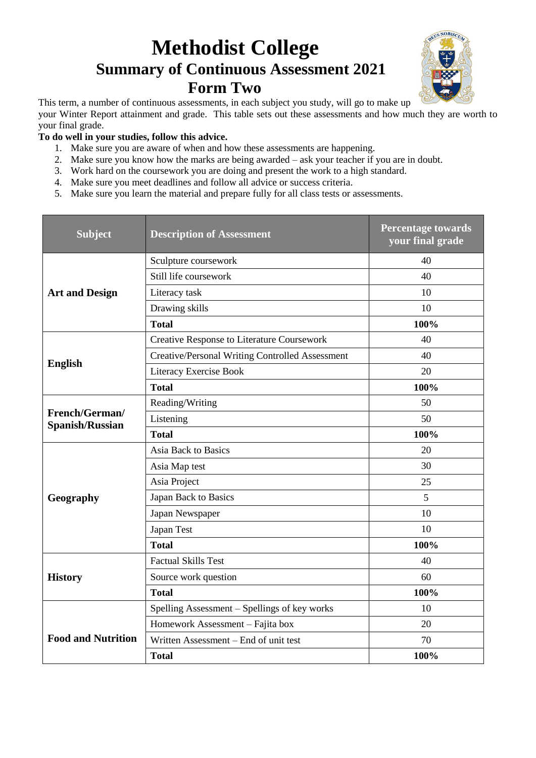# Methodist College

## Summary of Continuous Assessment 2021

## Form Two

This term, a number of continuous assessments, in each subject you study, will go to make up your Winter Report attainment and grade. This table sets out these assessments and how much they are worth to your final grade.

**To do well in your studies, follow this advice.**

1. Make sure you are aware of when and how these assessments are happening.
2. Make sure you know how the marks are being awarded – ask your teacher if you are in doubt.
3. Work hard on the coursework you are doing and present the work to a high standard.
4. Make sure you meet deadlines and follow all advice or success criteria.
5. Make sure you learn the material and prepare fully for all class tests or assessments.

| Subject | Description of Assessment | Percentage towards your final grade |
|---|---|---|
| **Art and Design** | Sculpture coursework | 40 |
| | Still life coursework | 40 |
| | Literacy task | 10 |
| | Drawing skills | 10 |
| | **Total** | **100%** |
| **English** | Creative Response to Literature Coursework | 40 |
| | Creative/Personal Writing Controlled Assessment | 40 |
| | Literacy Exercise Book | 20 |
| | **Total** | **100%** |
| **French/German/ Spanish/Russian** | Reading/Writing | 50 |
| | Listening | 50 |
| | **Total** | **100%** |
| **Geography** | Asia Back to Basics | 20 |
| | Asia Map test | 30 |
| | Asia Project | 25 |
| | Japan Back to Basics | 5 |
| | Japan Newspaper | 10 |
| | Japan Test | 10 |
| | **Total** | **100%** |
| **History** | Factual Skills Test | 40 |
| | Source work question | 60 |
| | **Total** | **100%** |
| **Food and Nutrition** | Spelling Assessment – Spellings of key works | 10 |
| | Homework Assessment – Fajita box | 20 |
| | Written Assessment – End of unit test | 70 |
| | **Total** | **100%** |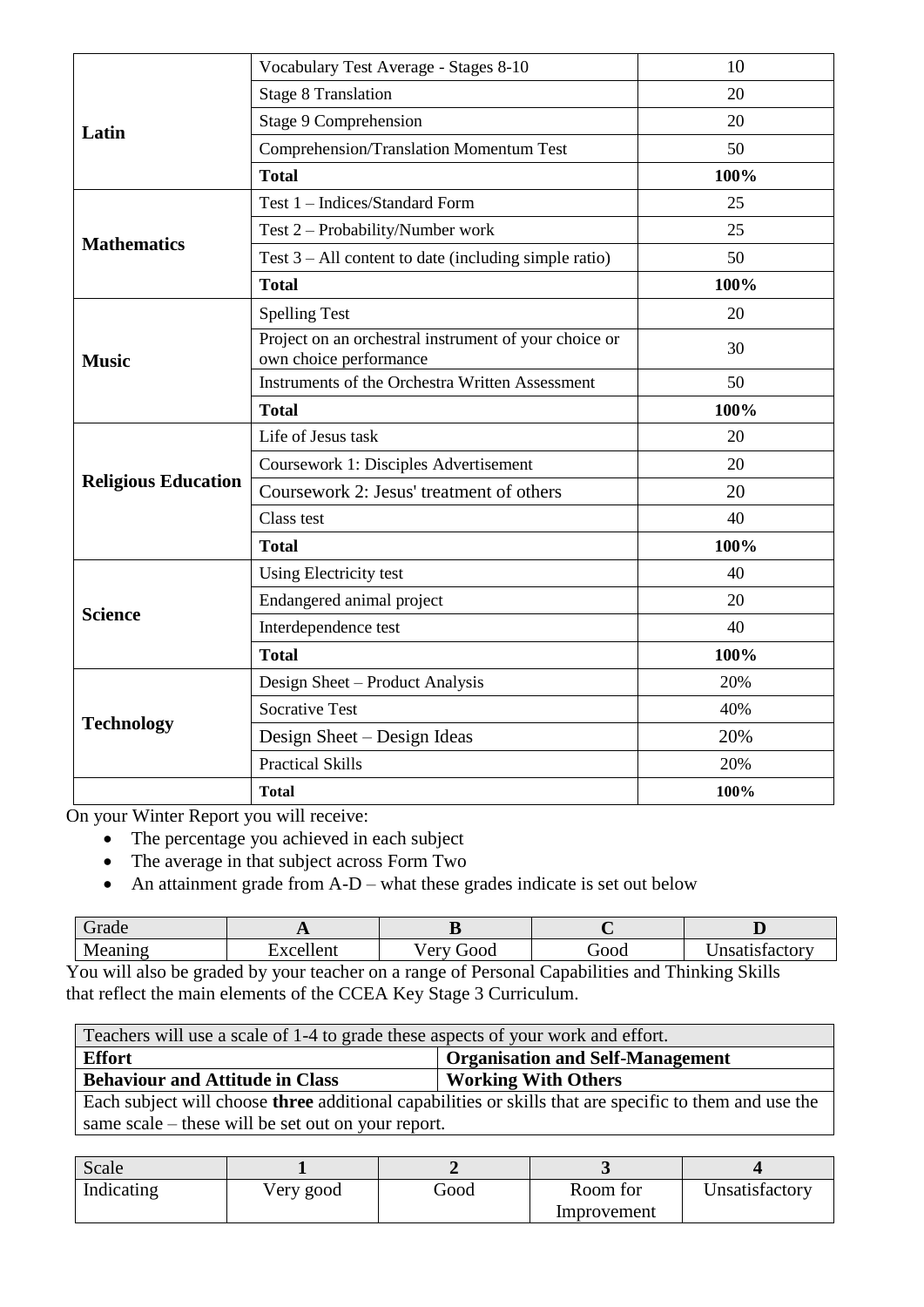| | | |
|---|---|---|
| **Latin** | Vocabulary Test Average - Stages 8-10 | 10 |
| | Stage 8 Translation | 20 |
| | Stage 9 Comprehension | 20 |
| | Comprehension/Translation Momentum Test | 50 |
| | **Total** | **100%** |
| **Mathematics** | Test 1 – Indices/Standard Form | 25 |
| | Test 2 – Probability/Number work | 25 |
| | Test 3 – All content to date (including simple ratio) | 50 |
| | **Total** | **100%** |
| **Music** | Spelling Test | 20 |
| | Project on an orchestral instrument of your choice or own choice performance | 30 |
| | Instruments of the Orchestra Written Assessment | 50 |
| | **Total** | **100%** |
| **Religious Education** | Life of Jesus task | 20 |
| | Coursework 1: Disciples Advertisement | 20 |
| | Coursework 2: Jesus' treatment of others | 20 |
| | Class test | 40 |
| | **Total** | **100%** |
| **Science** | Using Electricity test | 40 |
| | Endangered animal project | 20 |
| | Interdependence test | 40 |
| | **Total** | **100%** |
| **Technology** | Design Sheet – Product Analysis | 20% |
| | Socrative Test | 40% |
| | Design Sheet – Design Ideas | 20% |
| | Practical Skills | 20% |
| | **Total** | **100%** |

On your Winter Report you will receive:

- The percentage you achieved in each subject
- The average in that subject across Form Two
- An attainment grade from A-D – what these grades indicate is set out below

| Grade | **A** | **B** | **C** | **D** |
|---|---|---|---|---|
| Meaning | Excellent | Very Good | Good | Unsatisfactory |

You will also be graded by your teacher on a range of Personal Capabilities and Thinking Skills that reflect the main elements of the CCEA Key Stage 3 Curriculum.

| Teachers will use a scale of 1-4 to grade these aspects of your work and effort. | |
|---|---|
| **Effort** | **Organisation and Self-Management** |
| **Behaviour and Attitude in Class** | **Working With Others** |
| Each subject will choose **three** additional capabilities or skills that are specific to them and use the same scale – these will be set out on your report. | |

| Scale | **1** | **2** | **3** | **4** |
|---|---|---|---|---|
| Indicating | Very good | Good | Room for Improvement | Unsatisfactory |